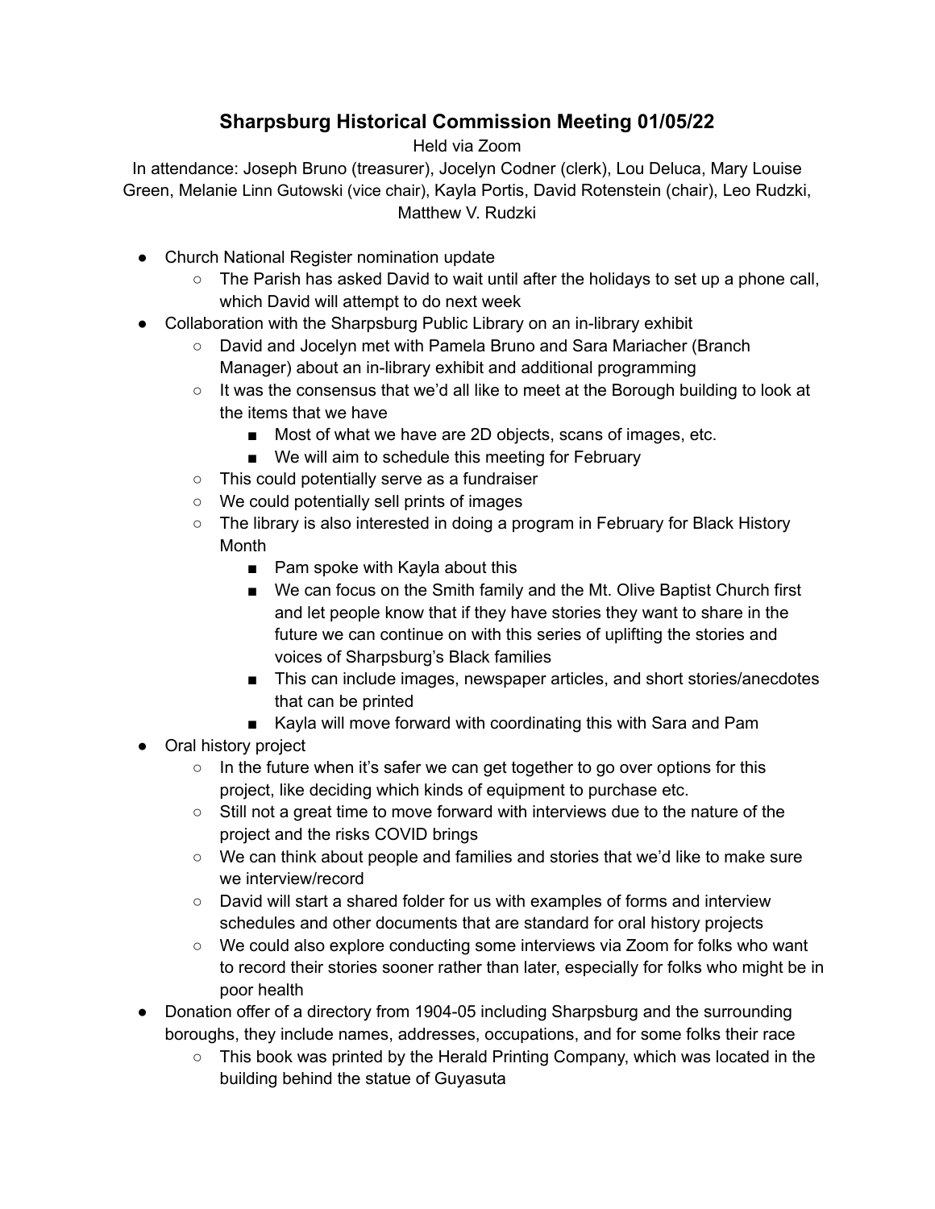# Sharpsburg Historical Commission Meeting 01/05/22

Held via Zoom

In attendance: Joseph Bruno (treasurer), Jocelyn Codner (clerk), Lou Deluca, Mary Louise Green, Melanie Linn Gutowski (vice chair), Kayla Portis, David Rotenstein (chair), Leo Rudzki, Matthew V. Rudzki

- Church National Register nomination update
  - The Parish has asked David to wait until after the holidays to set up a phone call, which David will attempt to do next week
- Collaboration with the Sharpsburg Public Library on an in-library exhibit
  - David and Jocelyn met with Pamela Bruno and Sara Mariacher (Branch Manager) about an in-library exhibit and additional programming
  - It was the consensus that we'd all like to meet at the Borough building to look at the items that we have
    - Most of what we have are 2D objects, scans of images, etc.
    - We will aim to schedule this meeting for February
  - This could potentially serve as a fundraiser
  - We could potentially sell prints of images
  - The library is also interested in doing a program in February for Black History Month
    - Pam spoke with Kayla about this
    - We can focus on the Smith family and the Mt. Olive Baptist Church first and let people know that if they have stories they want to share in the future we can continue on with this series of uplifting the stories and voices of Sharpsburg's Black families
    - This can include images, newspaper articles, and short stories/anecdotes that can be printed
    - Kayla will move forward with coordinating this with Sara and Pam
- Oral history project
  - In the future when it's safer we can get together to go over options for this project, like deciding which kinds of equipment to purchase etc.
  - Still not a great time to move forward with interviews due to the nature of the project and the risks COVID brings
  - We can think about people and families and stories that we'd like to make sure we interview/record
  - David will start a shared folder for us with examples of forms and interview schedules and other documents that are standard for oral history projects
  - We could also explore conducting some interviews via Zoom for folks who want to record their stories sooner rather than later, especially for folks who might be in poor health
- Donation offer of a directory from 1904-05 including Sharpsburg and the surrounding boroughs, they include names, addresses, occupations, and for some folks their race
  - This book was printed by the Herald Printing Company, which was located in the building behind the statue of Guyasuta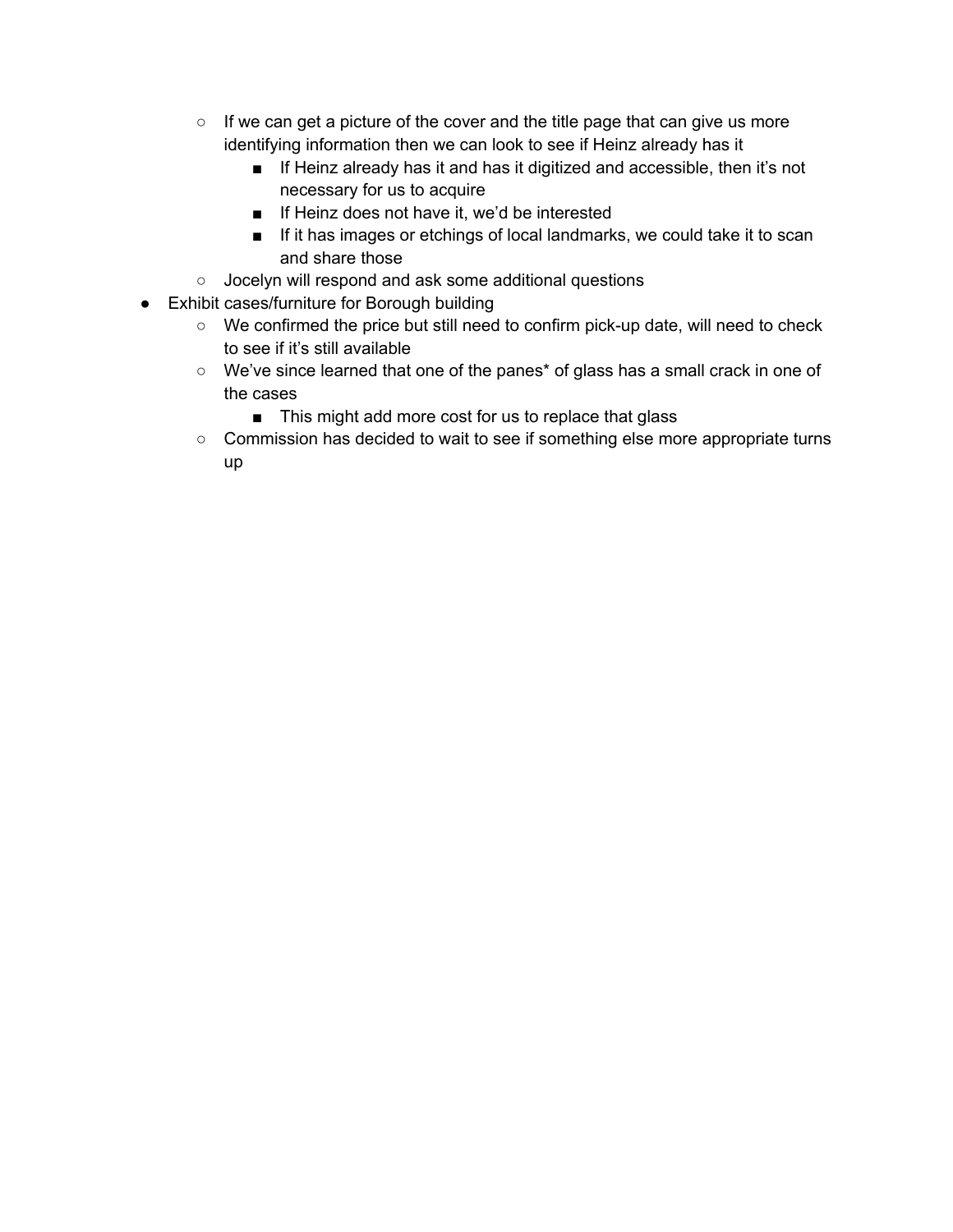- If we can get a picture of the cover and the title page that can give us more identifying information then we can look to see if Heinz already has it
        - If Heinz already has it and has it digitized and accessible, then it's not necessary for us to acquire
        - If Heinz does not have it, we'd be interested
        - If it has images or etchings of local landmarks, we could take it to scan and share those
    - Jocelyn will respond and ask some additional questions
- Exhibit cases/furniture for Borough building
    - We confirmed the price but still need to confirm pick-up date, will need to check to see if it's still available
    - We've since learned that one of the panes* of glass has a small crack in one of the cases
        - This might add more cost for us to replace that glass
    - Commission has decided to wait to see if something else more appropriate turns up